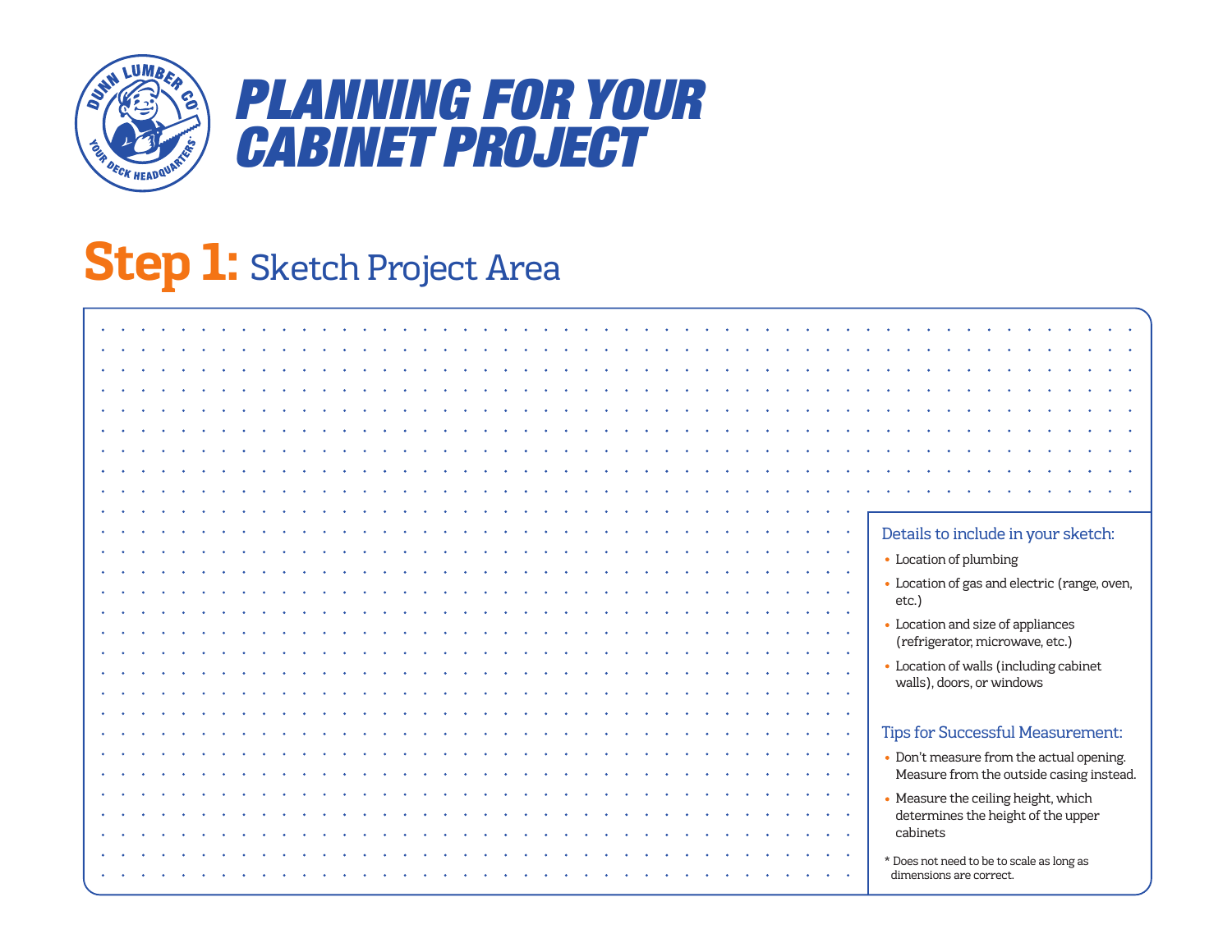DUNN LUMBER CO.
YOUR DECK HEADQUARTERS

# PLANNING FOR YOUR CABINET PROJECT

## Step 1: Sketch Project Area

### Details to include in your sketch:

- Location of plumbing
- Location of gas and electric (range, oven, etc.)
- Location and size of appliances (refrigerator, microwave, etc.)
- Location of walls (including cabinet walls), doors, or windows

### Tips for Successful Measurement:

- Don't measure from the actual opening. Measure from the outside casing instead.
- Measure the ceiling height, which determines the height of the upper cabinets

* Does not need to be to scale as long as dimensions are correct.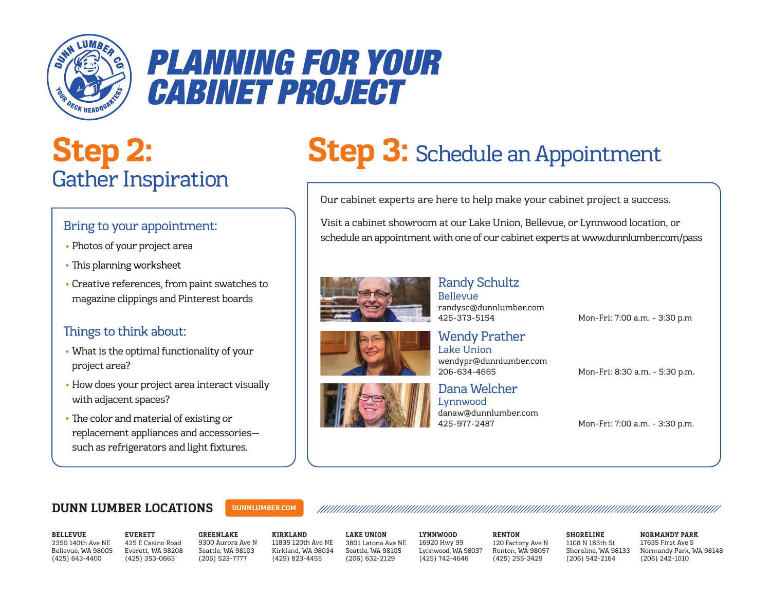# PLANNING FOR YOUR CABINET PROJECT

## Step 2: Gather Inspiration

### Bring to your appointment:

- Photos of your project area
- This planning worksheet
- Creative references, from paint swatches to magazine clippings and Pinterest boards

### Things to think about:

- What is the optimal functionality of your project area?
- How does your project area interact visually with adjacent spaces?
- The color and material of existing or replacement appliances and accessories—such as refrigerators and light fixtures.

## Step 3: Schedule an Appointment

Our cabinet experts are here to help make your cabinet project a success.

Visit a cabinet showroom at our Lake Union, Bellevue, or Lynnwood location, or schedule an appointment with one of our cabinet experts at www.dunnlumber.com/pass

**Randy Schultz**
Bellevue
randysc@dunnlumber.com
425-373-5154
Mon-Fri: 7:00 a.m. - 3:30 p.m

**Wendy Prather**
Lake Union
wendypr@dunnlumber.com
206-634-4665
Mon-Fri: 8:30 a.m. - 5:30 p.m.

**Dana Welcher**
Lynnwood
danaw@dunnlumber.com
425-977-2487
Mon-Fri: 7:00 a.m. - 3:30 p.m.

## DUNN LUMBER LOCATIONS

DUNNLUMBER.COM

**BELLEVUE**
2350 140th Ave NE
Bellevue, WA 98005
(425) 643-4400

**EVERETT**
425 E Casino Road
Everett, WA 98208
(425) 353-0663

**GREENLAKE**
9300 Aurora Ave N
Seattle, WA 98103
(206) 523-7777

**KIRKLAND**
11835 120th Ave NE
Kirkland, WA 98034
(425) 823-4455

**LAKE UNION**
3801 Latona Ave NE
Seattle, WA 98105
(206) 632-2129

**LYNNWOOD**
16920 Hwy 99
Lynnwood, WA 98037
(425) 742-4646

**RENTON**
120 Factory Ave N
Renton, WA 98057
(425) 255-3429

**SHORELINE**
1108 N 185th St
Shoreline, WA 98133
(206) 542-2164

**NORMANDY PARK**
17635 First Ave S
Normandy Park, WA 98148
(206) 242-1010